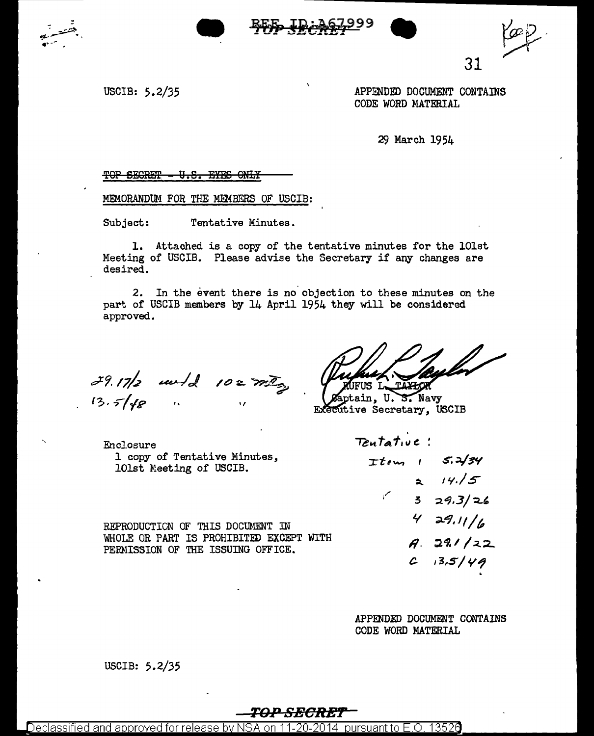REF ID:A67999
TOP SECRET

Keep

31

USCIB: 5.2/35

APPENDED DOCUMENT CONTAINS CODE WORD MATERIAL

29 March 1954

~~TOP SECRET - U.S. EYES ONLY~~

MEMORANDUM FOR THE MEMBERS OF USCIB:

Subject: Tentative Minutes.

1. Attached is a copy of the tentative minutes for the 101st Meeting of USCIB. Please advise the Secretary if any changes are desired.

2. In the event there is no objection to these minutes on the part of USCIB members by 14 April 1954 they will be considered approved.

29.17/2 and 102 mtg
13.5/48 " "

RUFUS L. TAYLOR
Captain, U. S. Navy
Executive Secretary, USCIB

Enclosure
1 copy of Tentative Minutes, 101st Meeting of USCIB.

Tentative:
Item 1 5.2/34
2 14./5
3 29.3/26
4 29.11/6
A. 29.1/22
C 13.5/49

REPRODUCTION OF THIS DOCUMENT IN WHOLE OR PART IS PROHIBITED EXCEPT WITH PERMISSION OF THE ISSUING OFFICE.

APPENDED DOCUMENT CONTAINS CODE WORD MATERIAL

USCIB: 5.2/35

TOP SECRET

Declassified and approved for release by NSA on 11-20-2014 pursuant to E.O. 13526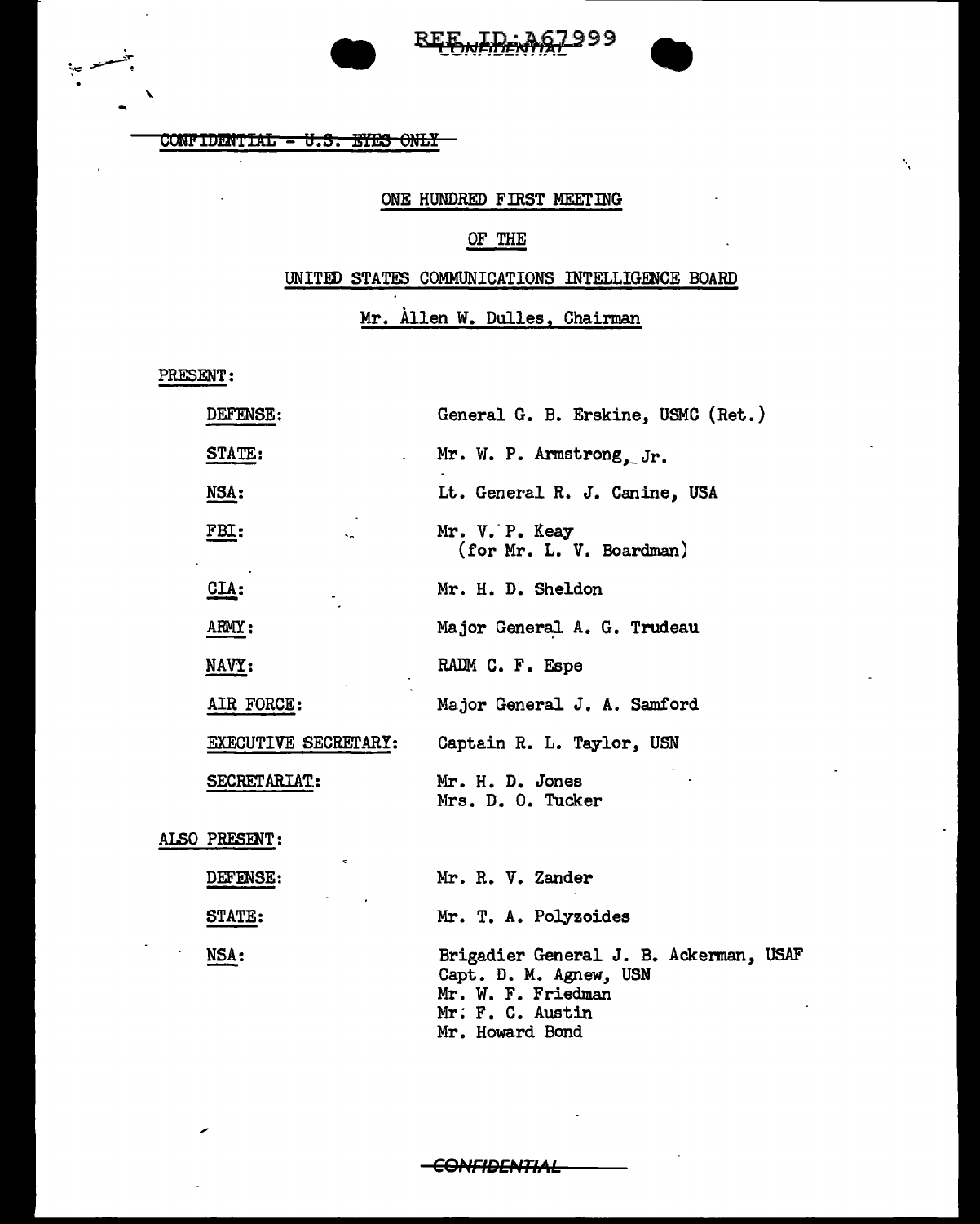CONFIDENTIAL - U.S. EYES ONLY

ONE HUNDRED FIRST MEETING

OF THE

UNITED STATES COMMUNICATIONS INTELLIGENCE BOARD

Mr. Allen W. Dulles, Chairman

PRESENT:

| | |
|---|---|
| DEFENSE: | General G. B. Erskine, USMC (Ret.) |
| STATE: | Mr. W. P. Armstrong, Jr. |
| NSA: | Lt. General R. J. Canine, USA |
| FBI: | Mr. V. P. Keay (for Mr. L. V. Boardman) |
| CIA: | Mr. H. D. Sheldon |
| ARMY: | Major General A. G. Trudeau |
| NAVY: | RADM C. F. Espe |
| AIR FORCE: | Major General J. A. Samford |
| EXECUTIVE SECRETARY: | Captain R. L. Taylor, USN |
| SECRETARIAT: | Mr. H. D. Jones<br>Mrs. D. O. Tucker |

ALSO PRESENT:

| | |
|---|---|
| DEFENSE: | Mr. R. V. Zander |
| STATE: | Mr. T. A. Polyzoides |
| NSA: | Brigadier General J. B. Ackerman, USAF<br>Capt. D. M. Agnew, USN<br>Mr. W. F. Friedman<br>Mr. F. C. Austin<br>Mr. Howard Bond |

CONFIDENTIAL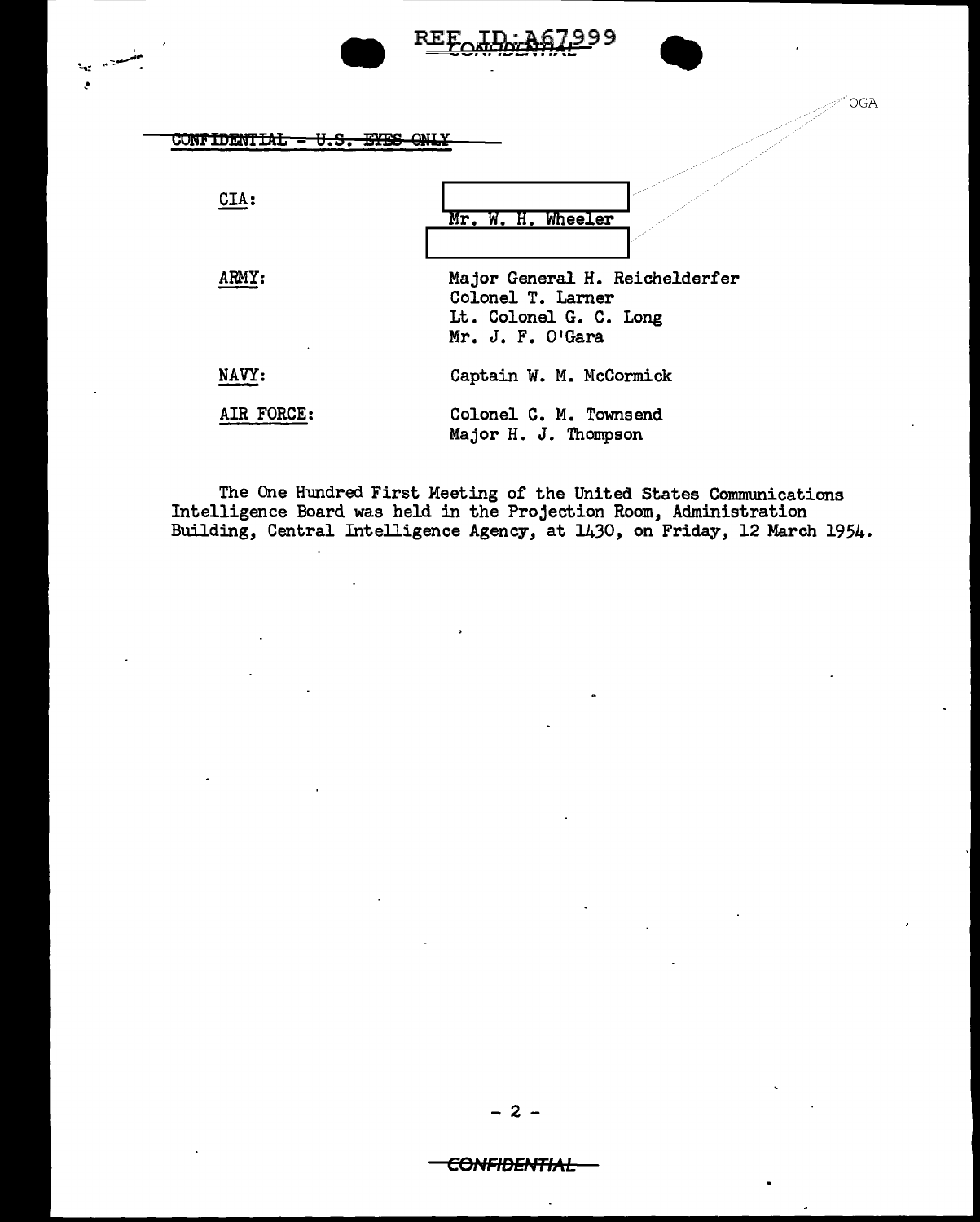CONFIDENTIAL - U.S. EYES ONLY

| | |
|---|---|
| CIA: | [redacted] |
| | Mr. W. H. Wheeler |
| | [redacted] |
| ARMY: | Major General H. Reichelderfer |
| | Colonel T. Larner |
| | Lt. Colonel G. C. Long |
| | Mr. J. F. O'Gara |
| NAVY: | Captain W. M. McCormick |
| AIR FORCE: | Colonel C. M. Townsend |
| | Major H. J. Thompson |

The One Hundred First Meeting of the United States Communications Intelligence Board was held in the Projection Room, Administration Building, Central Intelligence Agency, at 1430, on Friday, 12 March 1954.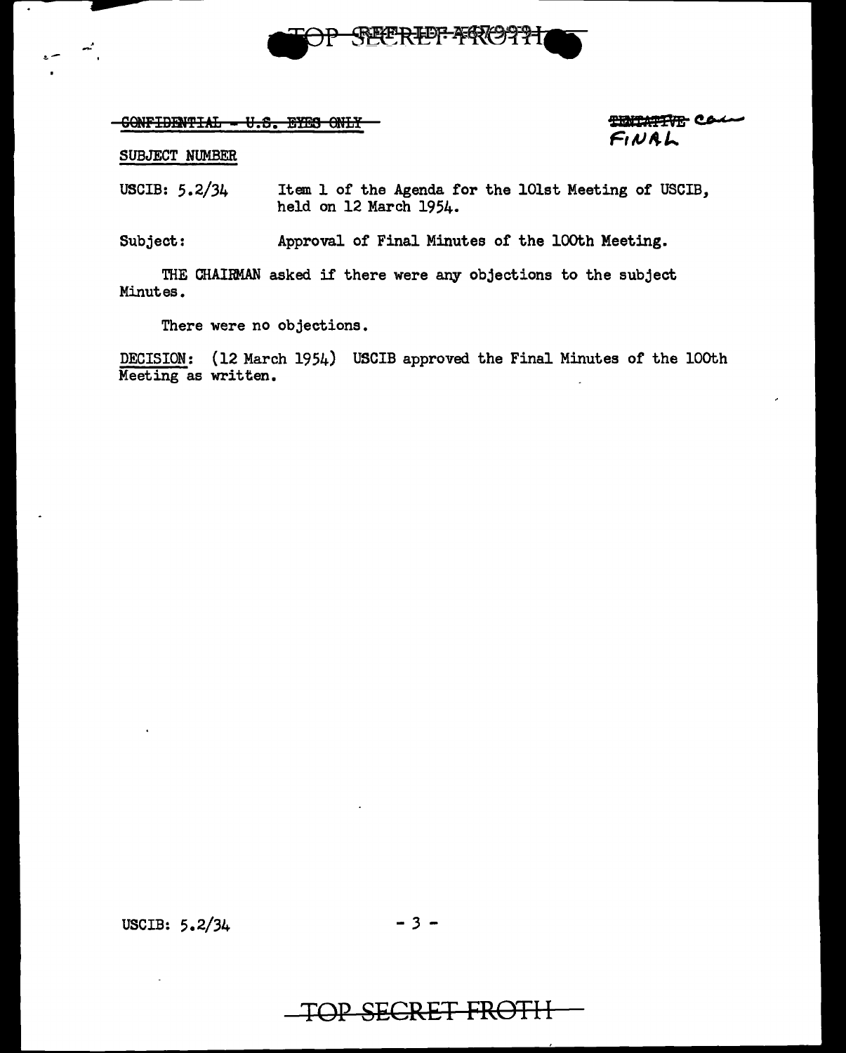~~CONFIDENTIAL - U.S. EYES ONLY~~

~~TENTATIVE~~ FINAL

SUBJECT NUMBER

USCIB: 5.2/34 Item 1 of the Agenda for the 101st Meeting of USCIB, held on 12 March 1954.

Subject: Approval of Final Minutes of the 100th Meeting.

THE CHAIRMAN asked if there were any objections to the subject Minutes.

There were no objections.

DECISION: (12 March 1954) USCIB approved the Final Minutes of the 100th Meeting as written.

USCIB: 5.2/34

- 3 -

~~TOP SECRET FROTH~~